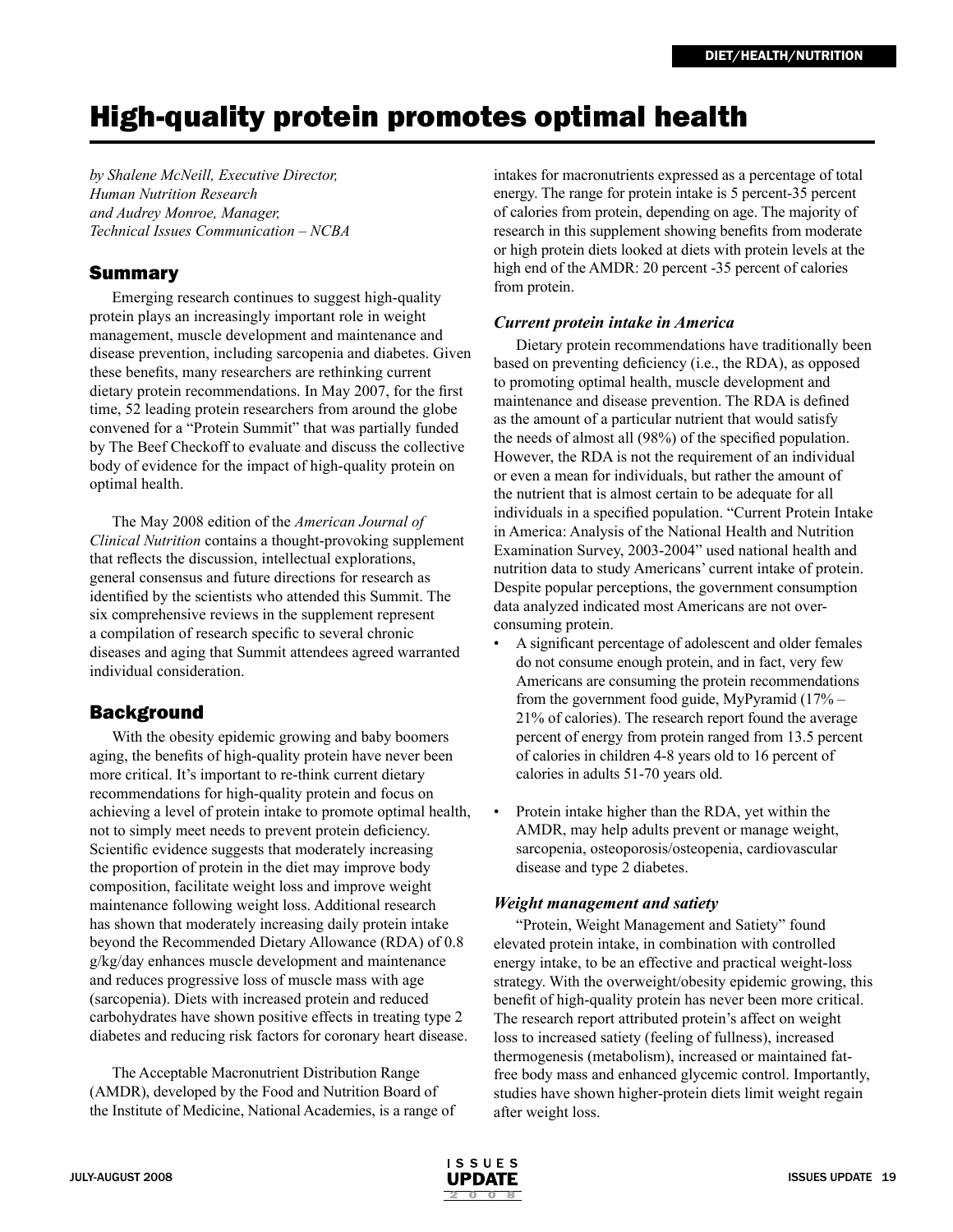# High-quality protein promotes optimal health

*by Shalene McNeill, Executive Director, Human Nutrition Research and Audrey Monroe, Manager, Technical Issues Communication – NCBA*

## Summary

Emerging research continues to suggest high-quality protein plays an increasingly important role in weight management, muscle development and maintenance and disease prevention, including sarcopenia and diabetes. Given these benefits, many researchers are rethinking current dietary protein recommendations. In May 2007, for the first time, 52 leading protein researchers from around the globe convened for a "Protein Summit" that was partially funded by The Beef Checkoff to evaluate and discuss the collective body of evidence for the impact of high-quality protein on optimal health.

The May 2008 edition of the *American Journal of Clinical Nutrition* contains a thought-provoking supplement that reflects the discussion, intellectual explorations, general consensus and future directions for research as identified by the scientists who attended this Summit. The six comprehensive reviews in the supplement represent a compilation of research specific to several chronic diseases and aging that Summit attendees agreed warranted individual consideration.

## Background

With the obesity epidemic growing and baby boomers aging, the benefits of high-quality protein have never been more critical. It's important to re-think current dietary recommendations for high-quality protein and focus on achieving a level of protein intake to promote optimal health, not to simply meet needs to prevent protein deficiency. Scientific evidence suggests that moderately increasing the proportion of protein in the diet may improve body composition, facilitate weight loss and improve weight maintenance following weight loss. Additional research has shown that moderately increasing daily protein intake beyond the Recommended Dietary Allowance (RDA) of 0.8 g/kg/day enhances muscle development and maintenance and reduces progressive loss of muscle mass with age (sarcopenia). Diets with increased protein and reduced carbohydrates have shown positive effects in treating type 2 diabetes and reducing risk factors for coronary heart disease.

The Acceptable Macronutrient Distribution Range (AMDR), developed by the Food and Nutrition Board of the Institute of Medicine, National Academies, is a range of intakes for macronutrients expressed as a percentage of total energy. The range for protein intake is 5 percent-35 percent of calories from protein, depending on age. The majority of research in this supplement showing benefits from moderate or high protein diets looked at diets with protein levels at the high end of the AMDR: 20 percent -35 percent of calories from protein.

### *Current protein intake in America*

Dietary protein recommendations have traditionally been based on preventing deficiency (i.e., the RDA), as opposed to promoting optimal health, muscle development and maintenance and disease prevention. The RDA is defined as the amount of a particular nutrient that would satisfy the needs of almost all (98%) of the specified population. However, the RDA is not the requirement of an individual or even a mean for individuals, but rather the amount of the nutrient that is almost certain to be adequate for all individuals in a specified population. "Current Protein Intake in America: Analysis of the National Health and Nutrition Examination Survey, 2003-2004" used national health and nutrition data to study Americans' current intake of protein. Despite popular perceptions, the government consumption data analyzed indicated most Americans are not over-consuming protein.

- A significant percentage of adolescent and older females do not consume enough protein, and in fact, very few Americans are consuming the protein recommendations from the government food guide, MyPyramid (17% – 21% of calories). The research report found the average percent of energy from protein ranged from 13.5 percent of calories in children 4-8 years old to 16 percent of calories in adults 51-70 years old.
- Protein intake higher than the RDA, yet within the AMDR, may help adults prevent or manage weight, sarcopenia, osteoporosis/osteopenia, cardiovascular disease and type 2 diabetes.

### *Weight management and satiety*

"Protein, Weight Management and Satiety" found elevated protein intake, in combination with controlled energy intake, to be an effective and practical weight-loss strategy. With the overweight/obesity epidemic growing, this benefit of high-quality protein has never been more critical. The research report attributed protein's affect on weight loss to increased satiety (feeling of fullness), increased thermogenesis (metabolism), increased or maintained fat-free body mass and enhanced glycemic control. Importantly, studies have shown higher-protein diets limit weight regain after weight loss.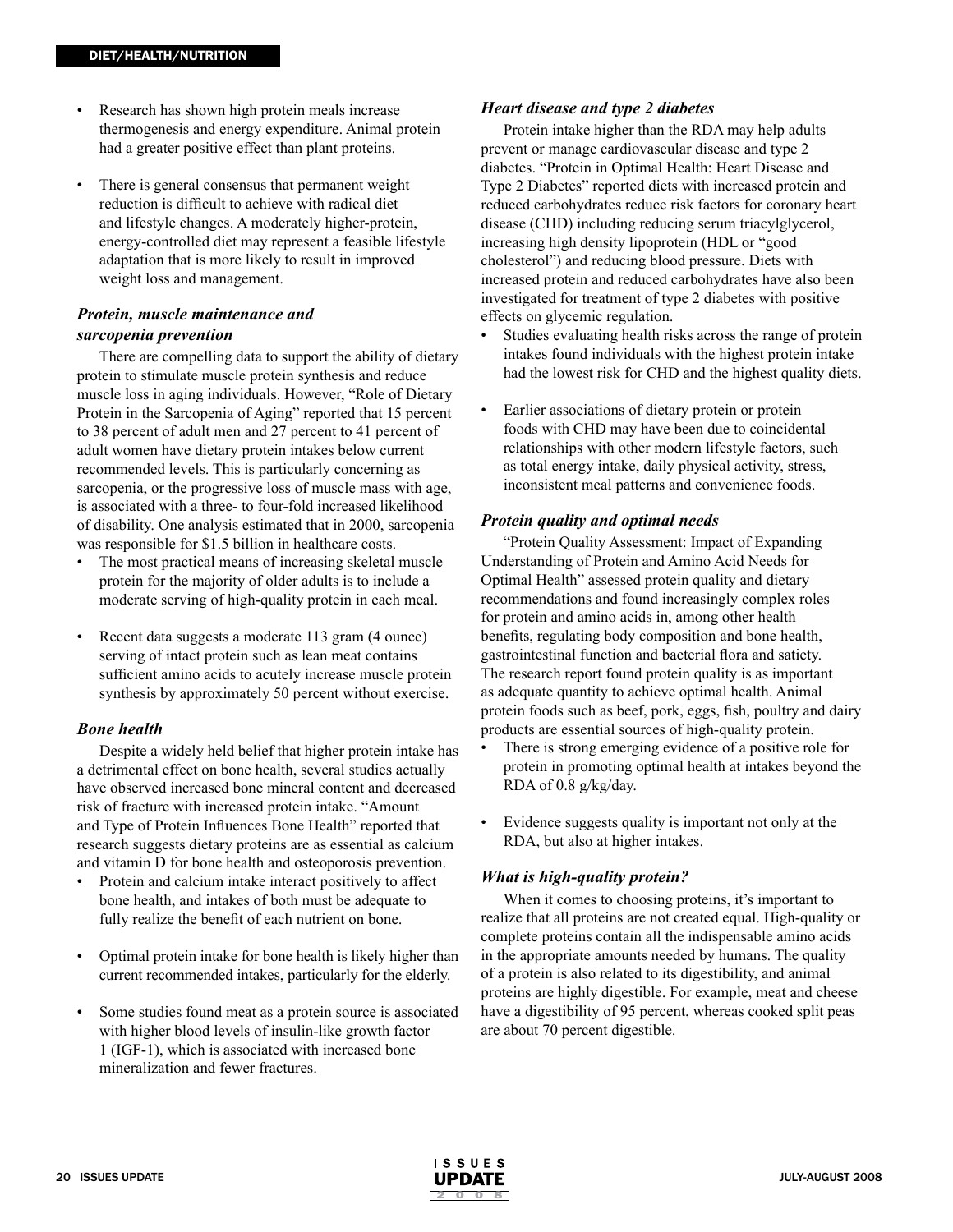- Research has shown high protein meals increase thermogenesis and energy expenditure. Animal protein had a greater positive effect than plant proteins.
- There is general consensus that permanent weight reduction is difficult to achieve with radical diet and lifestyle changes. A moderately higher-protein, energy-controlled diet may represent a feasible lifestyle adaptation that is more likely to result in improved weight loss and management.

### *Protein, muscle maintenance and sarcopenia prevention*

There are compelling data to support the ability of dietary protein to stimulate muscle protein synthesis and reduce muscle loss in aging individuals. However, "Role of Dietary Protein in the Sarcopenia of Aging" reported that 15 percent to 38 percent of adult men and 27 percent to 41 percent of adult women have dietary protein intakes below current recommended levels. This is particularly concerning as sarcopenia, or the progressive loss of muscle mass with age, is associated with a three- to four-fold increased likelihood of disability. One analysis estimated that in 2000, sarcopenia was responsible for $1.5 billion in healthcare costs.

- The most practical means of increasing skeletal muscle protein for the majority of older adults is to include a moderate serving of high-quality protein in each meal.
- Recent data suggests a moderate 113 gram (4 ounce) serving of intact protein such as lean meat contains sufficient amino acids to acutely increase muscle protein synthesis by approximately 50 percent without exercise.

### *Bone health*

Despite a widely held belief that higher protein intake has a detrimental effect on bone health, several studies actually have observed increased bone mineral content and decreased risk of fracture with increased protein intake. "Amount and Type of Protein Influences Bone Health" reported that research suggests dietary proteins are as essential as calcium and vitamin D for bone health and osteoporosis prevention.

- Protein and calcium intake interact positively to affect bone health, and intakes of both must be adequate to fully realize the benefit of each nutrient on bone.
- Optimal protein intake for bone health is likely higher than current recommended intakes, particularly for the elderly.
- Some studies found meat as a protein source is associated with higher blood levels of insulin-like growth factor 1 (IGF-1), which is associated with increased bone mineralization and fewer fractures.

### *Heart disease and type 2 diabetes*

Protein intake higher than the RDA may help adults prevent or manage cardiovascular disease and type 2 diabetes. "Protein in Optimal Health: Heart Disease and Type 2 Diabetes" reported diets with increased protein and reduced carbohydrates reduce risk factors for coronary heart disease (CHD) including reducing serum triacylglycerol, increasing high density lipoprotein (HDL or "good cholesterol") and reducing blood pressure. Diets with increased protein and reduced carbohydrates have also been investigated for treatment of type 2 diabetes with positive effects on glycemic regulation.

- Studies evaluating health risks across the range of protein intakes found individuals with the highest protein intake had the lowest risk for CHD and the highest quality diets.
- Earlier associations of dietary protein or protein foods with CHD may have been due to coincidental relationships with other modern lifestyle factors, such as total energy intake, daily physical activity, stress, inconsistent meal patterns and convenience foods.

### *Protein quality and optimal needs*

"Protein Quality Assessment: Impact of Expanding Understanding of Protein and Amino Acid Needs for Optimal Health" assessed protein quality and dietary recommendations and found increasingly complex roles for protein and amino acids in, among other health benefits, regulating body composition and bone health, gastrointestinal function and bacterial flora and satiety. The research report found protein quality is as important as adequate quantity to achieve optimal health. Animal protein foods such as beef, pork, eggs, fish, poultry and dairy products are essential sources of high-quality protein.

- There is strong emerging evidence of a positive role for protein in promoting optimal health at intakes beyond the RDA of 0.8 g/kg/day.
- Evidence suggests quality is important not only at the RDA, but also at higher intakes.

### *What is high-quality protein?*

When it comes to choosing proteins, it's important to realize that all proteins are not created equal. High-quality or complete proteins contain all the indispensable amino acids in the appropriate amounts needed by humans. The quality of a protein is also related to its digestibility, and animal proteins are highly digestible. For example, meat and cheese have a digestibility of 95 percent, whereas cooked split peas are about 70 percent digestible.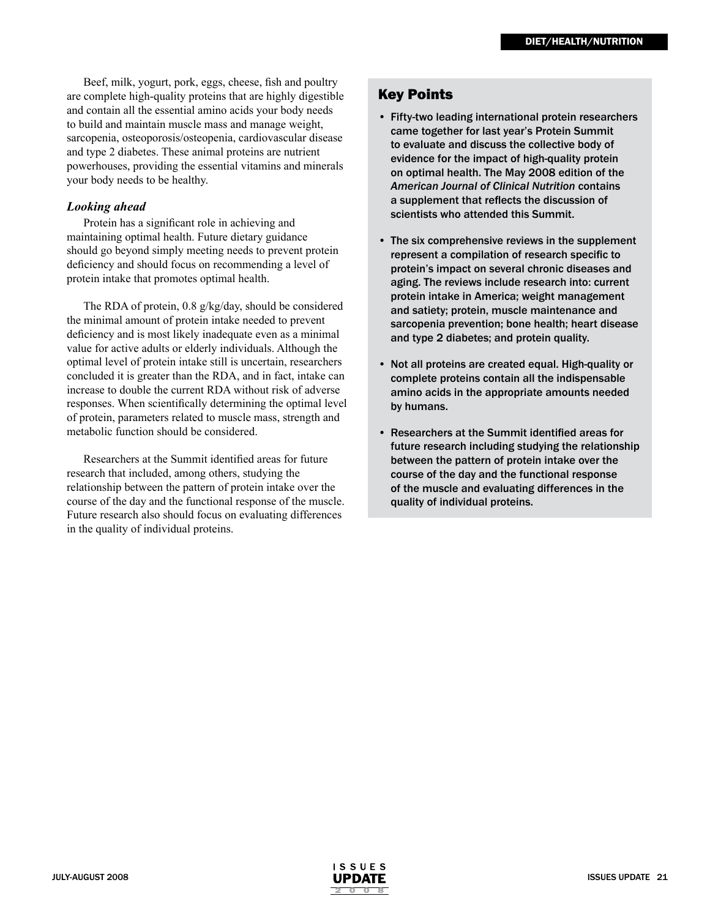Beef, milk, yogurt, pork, eggs, cheese, fish and poultry are complete high-quality proteins that are highly digestible and contain all the essential amino acids your body needs to build and maintain muscle mass and manage weight, sarcopenia, osteoporosis/osteopenia, cardiovascular disease and type 2 diabetes. These animal proteins are nutrient powerhouses, providing the essential vitamins and minerals your body needs to be healthy.

### *Looking ahead*

Protein has a significant role in achieving and maintaining optimal health. Future dietary guidance should go beyond simply meeting needs to prevent protein deficiency and should focus on recommending a level of protein intake that promotes optimal health.

The RDA of protein, 0.8 g/kg/day, should be considered the minimal amount of protein intake needed to prevent deficiency and is most likely inadequate even as a minimal value for active adults or elderly individuals. Although the optimal level of protein intake still is uncertain, researchers concluded it is greater than the RDA, and in fact, intake can increase to double the current RDA without risk of adverse responses. When scientifically determining the optimal level of protein, parameters related to muscle mass, strength and metabolic function should be considered.

Researchers at the Summit identified areas for future research that included, among others, studying the relationship between the pattern of protein intake over the course of the day and the functional response of the muscle. Future research also should focus on evaluating differences in the quality of individual proteins.

## Key Points

- Fifty-two leading international protein researchers came together for last year's Protein Summit to evaluate and discuss the collective body of evidence for the impact of high-quality protein on optimal health. The May 2008 edition of the *American Journal of Clinical Nutrition* contains a supplement that reflects the discussion of scientists who attended this Summit.
- The six comprehensive reviews in the supplement represent a compilation of research specific to protein's impact on several chronic diseases and aging. The reviews include research into: current protein intake in America; weight management and satiety; protein, muscle maintenance and sarcopenia prevention; bone health; heart disease and type 2 diabetes; and protein quality.
- Not all proteins are created equal. High-quality or complete proteins contain all the indispensable amino acids in the appropriate amounts needed by humans.
- Researchers at the Summit identified areas for future research including studying the relationship between the pattern of protein intake over the course of the day and the functional response of the muscle and evaluating differences in the quality of individual proteins.